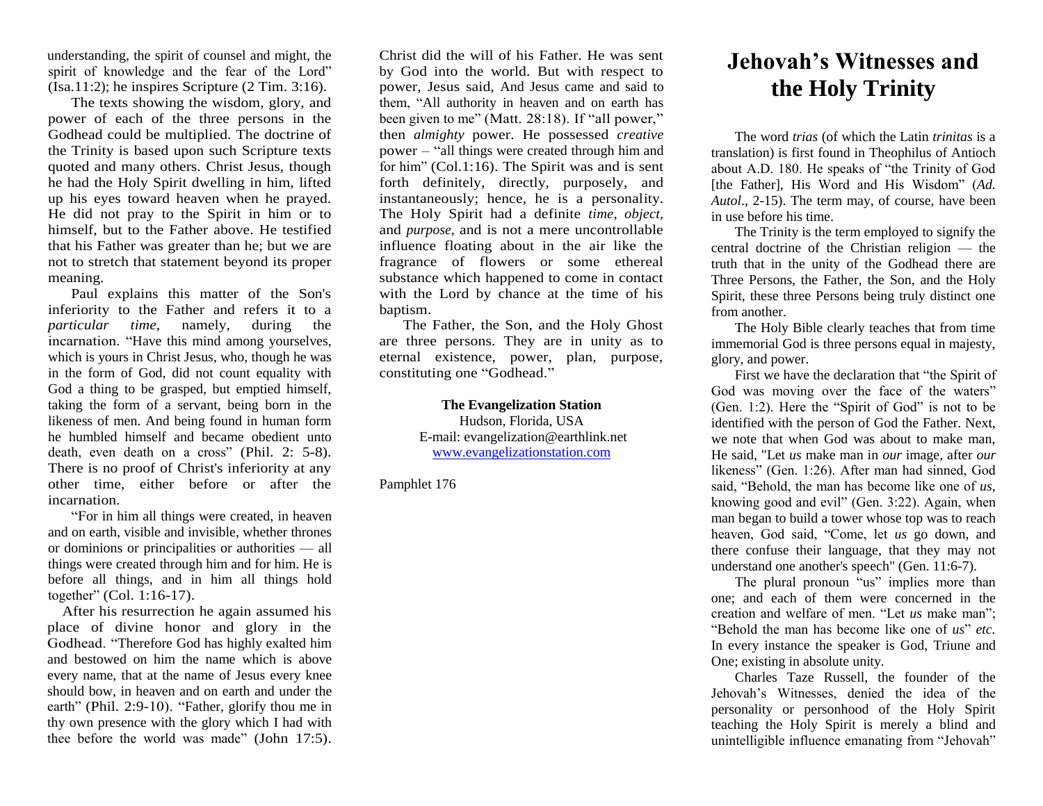understanding, the spirit of counsel and might, the spirit of knowledge and the fear of the Lord" (Isa.11:2); he inspires Scripture (2 Tim. 3:16).

The texts showing the wisdom, glory, and power of each of the three persons in the Godhead could be multiplied. The doctrine of the Trinity is based upon such Scripture texts quoted and many others. Christ Jesus, though he had the Holy Spirit dwelling in him, lifted up his eyes toward heaven when he prayed. He did not pray to the Spirit in him or to himself, but to the Father above. He testified that his Father was greater than he; but we are not to stretch that statement beyond its proper meaning.

Paul explains this matter of the Son's inferiority to the Father and refers it to a *particular time*, namely, during the incarnation. "Have this mind among yourselves, which is yours in Christ Jesus, who, though he was in the form of God, did not count equality with God a thing to be grasped, but emptied himself, taking the form of a servant, being born in the likeness of men. And being found in human form he humbled himself and became obedient unto death, even death on a cross" (Phil. 2: 5-8). There is no proof of Christ's inferiority at any other time, either before or after the incarnation.

"For in him all things were created, in heaven and on earth, visible and invisible, whether thrones or dominions or principalities or authorities — all things were created through him and for him. He is before all things, and in him all things hold together" (Col. 1:16-17).

After his resurrection he again assumed his place of divine honor and glory in the Godhead. "Therefore God has highly exalted him and bestowed on him the name which is above every name, that at the name of Jesus every knee should bow, in heaven and on earth and under the earth" (Phil. 2:9-10). "Father, glorify thou me in thy own presence with the glory which I had with thee before the world was made" (John 17:5). Christ did the will of his Father. He was sent by God into the world. But with respect to power, Jesus said, And Jesus came and said to them, "All authority in heaven and on earth has been given to me" (Matt. 28:18). If "all power," then *almighty* power. He possessed *creative* power – "all things were created through him and for him" (Col.1:16). The Spirit was and is sent forth definitely, directly, purposely, and instantaneously; hence, he is a personality. The Holy Spirit had a definite *time, object,* and *purpose,* and is not a mere uncontrollable influence floating about in the air like the fragrance of flowers or some ethereal substance which happened to come in contact with the Lord by chance at the time of his baptism.

The Father, the Son, and the Holy Ghost are three persons. They are in unity as to eternal existence, power, plan, purpose, constituting one "Godhead."

**The Evangelization Station**
Hudson, Florida, USA
E-mail: evangelization@earthlink.net
www.evangelizationstation.com

Pamphlet 176

# Jehovah's Witnesses and the Holy Trinity

The word *trias* (of which the Latin *trinitas* is a translation) is first found in Theophilus of Antioch about A.D. 180. He speaks of "the Trinity of God [the Father], His Word and His Wisdom" (*Ad. Autol*., 2-15). The term may, of course, have been in use before his time.

The Trinity is the term employed to signify the central doctrine of the Christian religion — the truth that in the unity of the Godhead there are Three Persons, the Father, the Son, and the Holy Spirit, these three Persons being truly distinct one from another.

The Holy Bible clearly teaches that from time immemorial God is three persons equal in majesty, glory, and power.

First we have the declaration that "the Spirit of God was moving over the face of the waters" (Gen. 1:2). Here the "Spirit of God" is not to be identified with the person of God the Father. Next, we note that when God was about to make man, He said, "Let *us* make man in *our* image, after *our* likeness" (Gen. 1:26). After man had sinned, God said, "Behold, the man has become like one of *us*, knowing good and evil" (Gen. 3:22). Again, when man began to build a tower whose top was to reach heaven, God said, "Come, let *us* go down, and there confuse their language, that they may not understand one another's speech" (Gen. 11:6-7).

The plural pronoun "us" implies more than one; and each of them were concerned in the creation and welfare of men. "Let *us* make man"; "Behold the man has become like one of *us*" *etc.* In every instance the speaker is God, Triune and One; existing in absolute unity.

Charles Taze Russell, the founder of the Jehovah's Witnesses, denied the idea of the personality or personhood of the Holy Spirit teaching the Holy Spirit is merely a blind and unintelligible influence emanating from "Jehovah"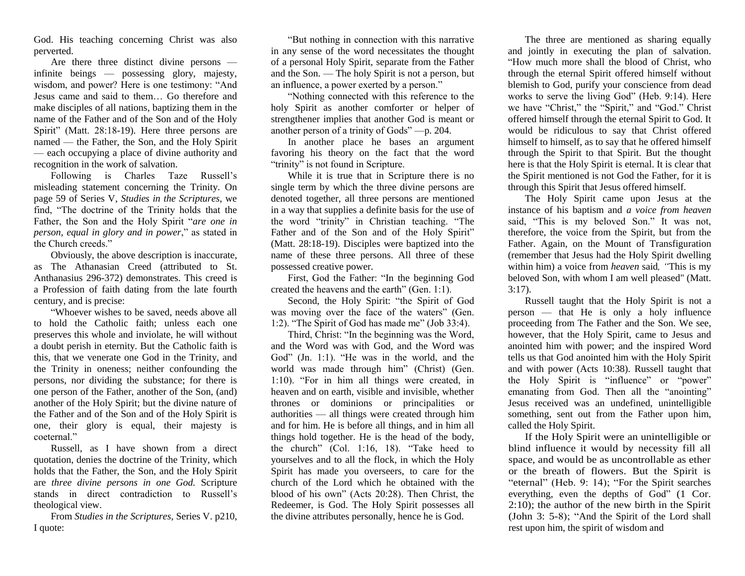God. His teaching concerning Christ was also perverted.

Are there three distinct divine persons — infinite beings — possessing glory, majesty, wisdom, and power? Here is one testimony: "And Jesus came and said to them… Go therefore and make disciples of all nations, baptizing them in the name of the Father and of the Son and of the Holy Spirit" (Matt. 28:18-19). Here three persons are named — the Father, the Son, and the Holy Spirit — each occupying a place of divine authority and recognition in the work of salvation.

Following is Charles Taze Russell's misleading statement concerning the Trinity. On page 59 of Series V, *Studies in the Scriptures*, we find, "The doctrine of the Trinity holds that the Father, the Son and the Holy Spirit "*are one in person, equal in glory and in power*," as stated in the Church creeds."

Obviously, the above description is inaccurate, as The Athanasian Creed (attributed to St. Anthanasius 296-372) demonstrates. This creed is a Profession of faith dating from the late fourth century, and is precise:

"Whoever wishes to be saved, needs above all to hold the Catholic faith; unless each one preserves this whole and inviolate, he will without a doubt perish in eternity. But the Catholic faith is this, that we venerate one God in the Trinity, and the Trinity in oneness; neither confounding the persons, nor dividing the substance; for there is one person of the Father, another of the Son, (and) another of the Holy Spirit; but the divine nature of the Father and of the Son and of the Holy Spirit is one, their glory is equal, their majesty is coeternal."

Russell, as I have shown from a direct quotation, denies the doctrine of the Trinity, which holds that the Father, the Son, and the Holy Spirit are *three divine persons in one God.* Scripture stands in direct contradiction to Russell's theological view.

From *Studies in the Scriptures*, Series V. p210, I quote:

"But nothing in connection with this narrative in any sense of the word necessitates the thought of a personal Holy Spirit, separate from the Father and the Son. — The holy Spirit is not a person, but an influence, a power exerted by a person."

"Nothing connected with this reference to the holy Spirit as another comforter or helper of strengthener implies that another God is meant or another person of a trinity of Gods" —p. 204.

In another place he bases an argument favoring his theory on the fact that the word "trinity" is not found in Scripture.

While it is true that in Scripture there is no single term by which the three divine persons are denoted together, all three persons are mentioned in a way that supplies a definite basis for the use of the word "trinity" in Christian teaching. "The Father and of the Son and of the Holy Spirit" (Matt. 28:18-19). Disciples were baptized into the name of these three persons. All three of these possessed creative power.

First, God the Father: "In the beginning God created the heavens and the earth" (Gen. 1:1).

Second, the Holy Spirit: "the Spirit of God was moving over the face of the waters" (Gen. 1:2). "The Spirit of God has made me" (Job 33:4).

Third, Christ: "In the beginning was the Word, and the Word was with God, and the Word was God" (Jn. 1:1). "He was in the world, and the world was made through him" (Christ) (Gen. 1:10). "For in him all things were created, in heaven and on earth, visible and invisible, whether thrones or dominions or principalities or authorities — all things were created through him and for him. He is before all things, and in him all things hold together. He is the head of the body, the church" (Col. 1:16, 18). "Take heed to yourselves and to all the flock, in which the Holy Spirit has made you overseers, to care for the church of the Lord which he obtained with the blood of his own" (Acts 20:28). Then Christ, the Redeemer, is God. The Holy Spirit possesses all the divine attributes personally, hence he is God.

The three are mentioned as sharing equally and jointly in executing the plan of salvation. "How much more shall the blood of Christ, who through the eternal Spirit offered himself without blemish to God, purify your conscience from dead works to serve the living God" (Heb. 9:14). Here we have "Christ," the "Spirit," and "God." Christ offered himself through the eternal Spirit to God. It would be ridiculous to say that Christ offered himself to himself, as to say that he offered himself through the Spirit to that Spirit. But the thought here is that the Holy Spirit is eternal. It is clear that the Spirit mentioned is not God the Father, for it is through this Spirit that Jesus offered himself.

The Holy Spirit came upon Jesus at the instance of his baptism and *a voice from heaven* said, "This is my beloved Son." It was not, therefore, the voice from the Spirit, but from the Father. Again, on the Mount of Transfiguration (remember that Jesus had the Holy Spirit dwelling within him) a voice from *heaven* said*, "*This is my beloved Son, with whom I am well pleased" (Matt. 3:17).

Russell taught that the Holy Spirit is not a person — that He is only a holy influence proceeding from The Father and the Son. We see, however, that the Holy Spirit, came to Jesus and anointed him with power; and the inspired Word tells us that God anointed him with the Holy Spirit and with power (Acts 10:38). Russell taught that the Holy Spirit is "influence" or "power" emanating from God. Then all the "anointing" Jesus received was an undefined, unintelligible something, sent out from the Father upon him, called the Holy Spirit.

If the Holy Spirit were an unintelligible or blind influence it would by necessity fill all space, and would be as uncontrollable as ether or the breath of flowers. But the Spirit is "eternal" (Heb. 9: 14); "For the Spirit searches everything, even the depths of God" (1 Cor. 2:10); the author of the new birth in the Spirit (John 3: 5-8); "And the Spirit of the Lord shall rest upon him, the spirit of wisdom and